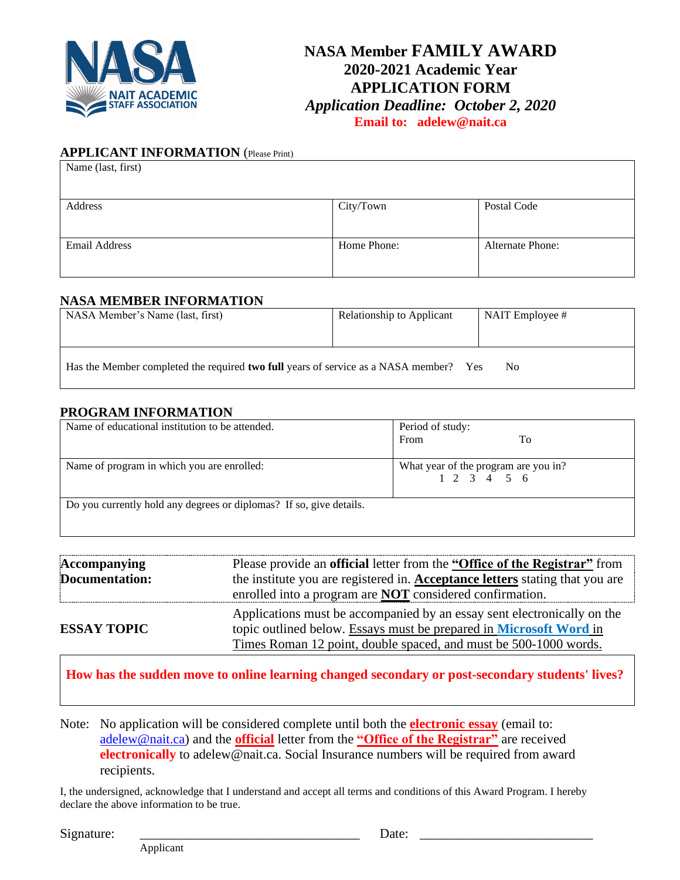NASA NAIT ACADEMIC STAFF ASSOCIATION

# NASA Member FAMILY AWARD
## 2020-2021 Academic Year
## APPLICATION FORM
***Application Deadline: October 2, 2020***

**Email to: adelew@nait.ca**

## APPLICANT INFORMATION (Please Print)

| Name (last, first) | | |
|---|---|---|
| Address | City/Town | Postal Code |
| Email Address | Home Phone: | Alternate Phone: |

## NASA MEMBER INFORMATION

| NASA Member's Name (last, first) | Relationship to Applicant | NAIT Employee # |
|---|---|---|
| Has the Member completed the required **two full** years of service as a NASA member? Yes No | | |

## PROGRAM INFORMATION

| Name of educational institution to be attended. | Period of study: From To |
|---|---|
| Name of program in which you are enrolled: | What year of the program are you in? 1 2 3 4 5 6 |
| Do you currently hold any degrees or diplomas? If so, give details. | |

| | |
|---|---|
| **Accompanying Documentation:** | Please provide an **official** letter from the **"Office of the Registrar"** from the institute you are registered in. **Acceptance letters** stating that you are enrolled into a program are **NOT** considered confirmation. |
| **ESSAY TOPIC** | Applications must be accompanied by an essay sent electronically on the topic outlined below. Essays must be prepared in **Microsoft Word** in Times Roman 12 point, double spaced, and must be 500-1000 words. |

**How has the sudden move to online learning changed secondary or post-secondary students' lives?**

Note: No application will be considered complete until both the **electronic essay** (email to: adelew@nait.ca) and the **official** letter from the **"Office of the Registrar"** are received **electronically** to adelew@nait.ca. Social Insurance numbers will be required from award recipients.

I, the undersigned, acknowledge that I understand and accept all terms and conditions of this Award Program. I hereby declare the above information to be true.

Signature: ______________________________ Date: ________________________
Applicant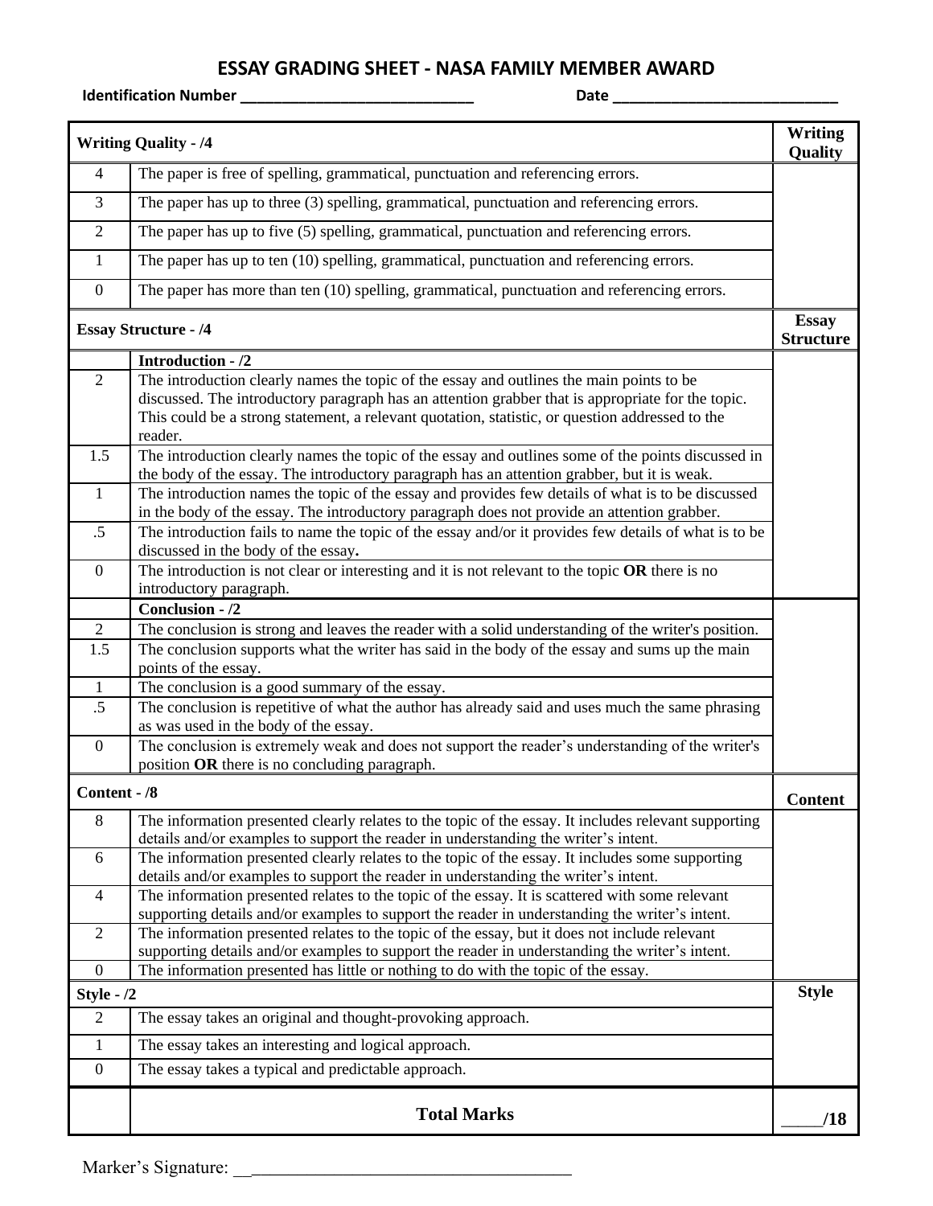# ESSAY GRADING SHEET - NASA FAMILY MEMBER AWARD

**Identification Number** ____________________________ **Date** ___________________________

| **Writing Quality - /4** | | **Writing Quality** |
|---|---|---|
| 4 | The paper is free of spelling, grammatical, punctuation and referencing errors. | |
| 3 | The paper has up to three (3) spelling, grammatical, punctuation and referencing errors. | |
| 2 | The paper has up to five (5) spelling, grammatical, punctuation and referencing errors. | |
| 1 | The paper has up to ten (10) spelling, grammatical, punctuation and referencing errors. | |
| 0 | The paper has more than ten (10) spelling, grammatical, punctuation and referencing errors. | |
| **Essay Structure - /4** | | **Essay Structure** |
| | **Introduction - /2** | |
| 2 | The introduction clearly names the topic of the essay and outlines the main points to be discussed. The introductory paragraph has an attention grabber that is appropriate for the topic. This could be a strong statement, a relevant quotation, statistic, or question addressed to the reader. | |
| 1.5 | The introduction clearly names the topic of the essay and outlines some of the points discussed in the body of the essay. The introductory paragraph has an attention grabber, but it is weak. | |
| 1 | The introduction names the topic of the essay and provides few details of what is to be discussed in the body of the essay. The introductory paragraph does not provide an attention grabber. | |
| .5 | The introduction fails to name the topic of the essay and/or it provides few details of what is to be discussed in the body of the essay. | |
| 0 | The introduction is not clear or interesting and it is not relevant to the topic **OR** there is no introductory paragraph. | |
| | **Conclusion - /2** | |
| 2 | The conclusion is strong and leaves the reader with a solid understanding of the writer's position. | |
| 1.5 | The conclusion supports what the writer has said in the body of the essay and sums up the main points of the essay. | |
| 1 | The conclusion is a good summary of the essay. | |
| .5 | The conclusion is repetitive of what the author has already said and uses much the same phrasing as was used in the body of the essay. | |
| 0 | The conclusion is extremely weak and does not support the reader's understanding of the writer's position **OR** there is no concluding paragraph. | |
| **Content - /8** | | **Content** |
| 8 | The information presented clearly relates to the topic of the essay. It includes relevant supporting details and/or examples to support the reader in understanding the writer's intent. | |
| 6 | The information presented clearly relates to the topic of the essay. It includes some supporting details and/or examples to support the reader in understanding the writer's intent. | |
| 4 | The information presented relates to the topic of the essay. It is scattered with some relevant supporting details and/or examples to support the reader in understanding the writer's intent. | |
| 2 | The information presented relates to the topic of the essay, but it does not include relevant supporting details and/or examples to support the reader in understanding the writer's intent. | |
| 0 | The information presented has little or nothing to do with the topic of the essay. | |
| **Style - /2** | | **Style** |
| 2 | The essay takes an original and thought-provoking approach. | |
| 1 | The essay takes an interesting and logical approach. | |
| 0 | The essay takes a typical and predictable approach. | |
| | **Total Marks** | _____**/18** |

Marker's Signature: ____________________________________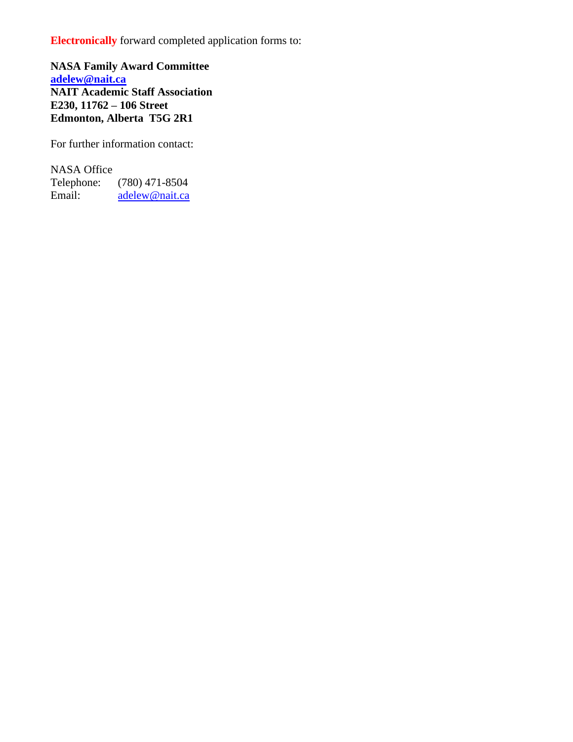**Electronically** forward completed application forms to:

**NASA Family Award Committee**
**adelew@nait.ca**
**NAIT Academic Staff Association**
**E230, 11762 – 106 Street**
**Edmonton, Alberta T5G 2R1**

For further information contact:

NASA Office
Telephone: (780) 471-8504
Email: adelew@nait.ca